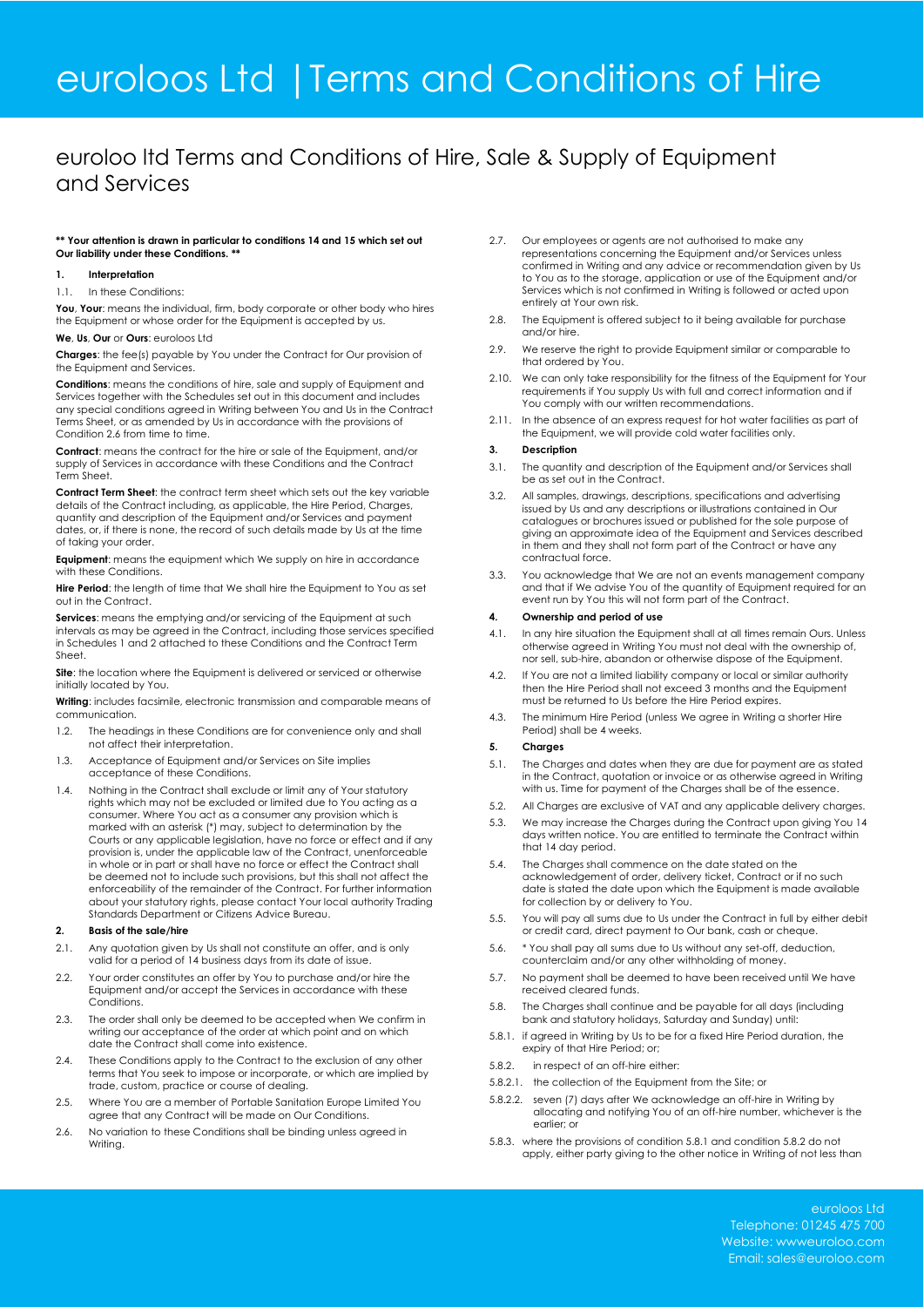# euroloos Ltd | Terms and Conditions of Hire

## euroloo ltd Terms and Conditions of Hire, Sale & Supply of Equipment and Services

**** Your attention is drawn in particular to conditions 14 and 15 which set out Our liability under these Conditions. ****

**1. Interpretation**

1.1. In these Conditions:

**You**, **Your**: means the individual, firm, body corporate or other body who hires the Equipment or whose order for the Equipment is accepted by us.

**We**, **Us**, **Our** or **Ours**: euroloos Ltd

**Charges**: the fee(s) payable by You under the Contract for Our provision of the Equipment and Services.

**Conditions**: means the conditions of hire, sale and supply of Equipment and Services together with the Schedules set out in this document and includes any special conditions agreed in Writing between You and Us in the Contract Terms Sheet, or as amended by Us in accordance with the provisions of Condition 2.6 from time to time.

**Contract**: means the contract for the hire or sale of the Equipment, and/or supply of Services in accordance with these Conditions and the Contract Term Sheet.

**Contract Term Sheet**: the contract term sheet which sets out the key variable details of the Contract including, as applicable, the Hire Period, Charges, quantity and description of the Equipment and/or Services and payment dates, or, if there is none, the record of such details made by Us at the time of taking your order.

**Equipment**: means the equipment which We supply on hire in accordance with these Conditions.

**Hire Period**: the length of time that We shall hire the Equipment to You as set out in the Contract.

**Services**: means the emptying and/or servicing of the Equipment at such intervals as may be agreed in the Contract, including those services specified in Schedules 1 and 2 attached to these Conditions and the Contract Term Sheet.

**Site**: the location where the Equipment is delivered or serviced or otherwise initially located by You.

**Writing**: includes facsimile, electronic transmission and comparable means of communication.

1.2. The headings in these Conditions are for convenience only and shall not affect their interpretation.

1.3. Acceptance of Equipment and/or Services on Site implies acceptance of these Conditions.

1.4. Nothing in the Contract shall exclude or limit any of Your statutory rights which may not be excluded or limited due to You acting as a consumer. Where You act as a consumer any provision which is marked with an asterisk (*) may, subject to determination by the Courts or any applicable legislation, have no force or effect and if any provision is, under the applicable law of the Contract, unenforceable in whole or in part or shall have no force or effect the Contract shall be deemed not to include such provisions, but this shall not affect the enforceability of the remainder of the Contract. For further information about your statutory rights, please contact Your local authority Trading Standards Department or Citizens Advice Bureau.

**2. Basis of the sale/hire**

2.1. Any quotation given by Us shall not constitute an offer, and is only valid for a period of 14 business days from its date of issue.

2.2. Your order constitutes an offer by You to purchase and/or hire the Equipment and/or accept the Services in accordance with these Conditions.

2.3. The order shall only be deemed to be accepted when We confirm in writing our acceptance of the order at which point and on which date the Contract shall come into existence.

2.4. These Conditions apply to the Contract to the exclusion of any other terms that You seek to impose or incorporate, or which are implied by trade, custom, practice or course of dealing.

2.5. Where You are a member of Portable Sanitation Europe Limited You agree that any Contract will be made on Our Conditions.

2.6. No variation to these Conditions shall be binding unless agreed in Writing.

2.7. Our employees or agents are not authorised to make any representations concerning the Equipment and/or Services unless confirmed in Writing and any advice or recommendation given by Us to You as to the storage, application or use of the Equipment and/or Services which is not confirmed in Writing is followed or acted upon entirely at Your own risk.

2.8. The Equipment is offered subject to it being available for purchase and/or hire.

2.9. We reserve the right to provide Equipment similar or comparable to that ordered by You.

2.10. We can only take responsibility for the fitness of the Equipment for Your requirements if You supply Us with full and correct information and if You comply with our written recommendations.

2.11. In the absence of an express request for hot water facilities as part of the Equipment, we will provide cold water facilities only.

**3. Description**

3.1. The quantity and description of the Equipment and/or Services shall be as set out in the Contract.

3.2. All samples, drawings, descriptions, specifications and advertising issued by Us and any descriptions or illustrations contained in Our catalogues or brochures issued or published for the sole purpose of giving an approximate idea of the Equipment and Services described in them and they shall not form part of the Contract or have any contractual force.

3.3. You acknowledge that We are not an events management company and that if We advise You of the quantity of Equipment required for an event run by You this will not form part of the Contract.

**4. Ownership and period of use**

4.1. In any hire situation the Equipment shall at all times remain Ours. Unless otherwise agreed in Writing You must not deal with the ownership of, nor sell, sub-hire, abandon or otherwise dispose of the Equipment.

4.2. If You are not a limited liability company or local or similar authority then the Hire Period shall not exceed 3 months and the Equipment must be returned to Us before the Hire Period expires.

4.3. The minimum Hire Period (unless We agree in Writing a shorter Hire Period) shall be 4 weeks.

**5. Charges**

5.1. The Charges and dates when they are due for payment are as stated in the Contract, quotation or invoice or as otherwise agreed in Writing with us. Time for payment of the Charges shall be of the essence.

5.2. All Charges are exclusive of VAT and any applicable delivery charges.

5.3. We may increase the Charges during the Contract upon giving You 14 days written notice. You are entitled to terminate the Contract within that 14 day period.

5.4. The Charges shall commence on the date stated on the acknowledgement of order, delivery ticket, Contract or if no such date is stated the date upon which the Equipment is made available for collection by or delivery to You.

5.5. You will pay all sums due to Us under the Contract in full by either debit or credit card, direct payment to Our bank, cash or cheque.

5.6. * You shall pay all sums due to Us without any set-off, deduction, counterclaim and/or any other withholding of money.

5.7. No payment shall be deemed to have been received until We have received cleared funds.

5.8. The Charges shall continue and be payable for all days (including bank and statutory holidays, Saturday and Sunday) until:

5.8.1. if agreed in Writing by Us to be for a fixed Hire Period duration, the expiry of that Hire Period; or;

5.8.2. in respect of an off-hire either:

5.8.2.1. the collection of the Equipment from the Site; or

5.8.2.2. seven (7) days after We acknowledge an off-hire in Writing by allocating and notifying You of an off-hire number, whichever is the earlier; or

5.8.3. where the provisions of condition 5.8.1 and condition 5.8.2 do not apply, either party giving to the other notice in Writing of not less than

euroloos Ltd
Telephone: 01245 475 700
Website: wwweuroloo.com
Email: sales@euroloo.com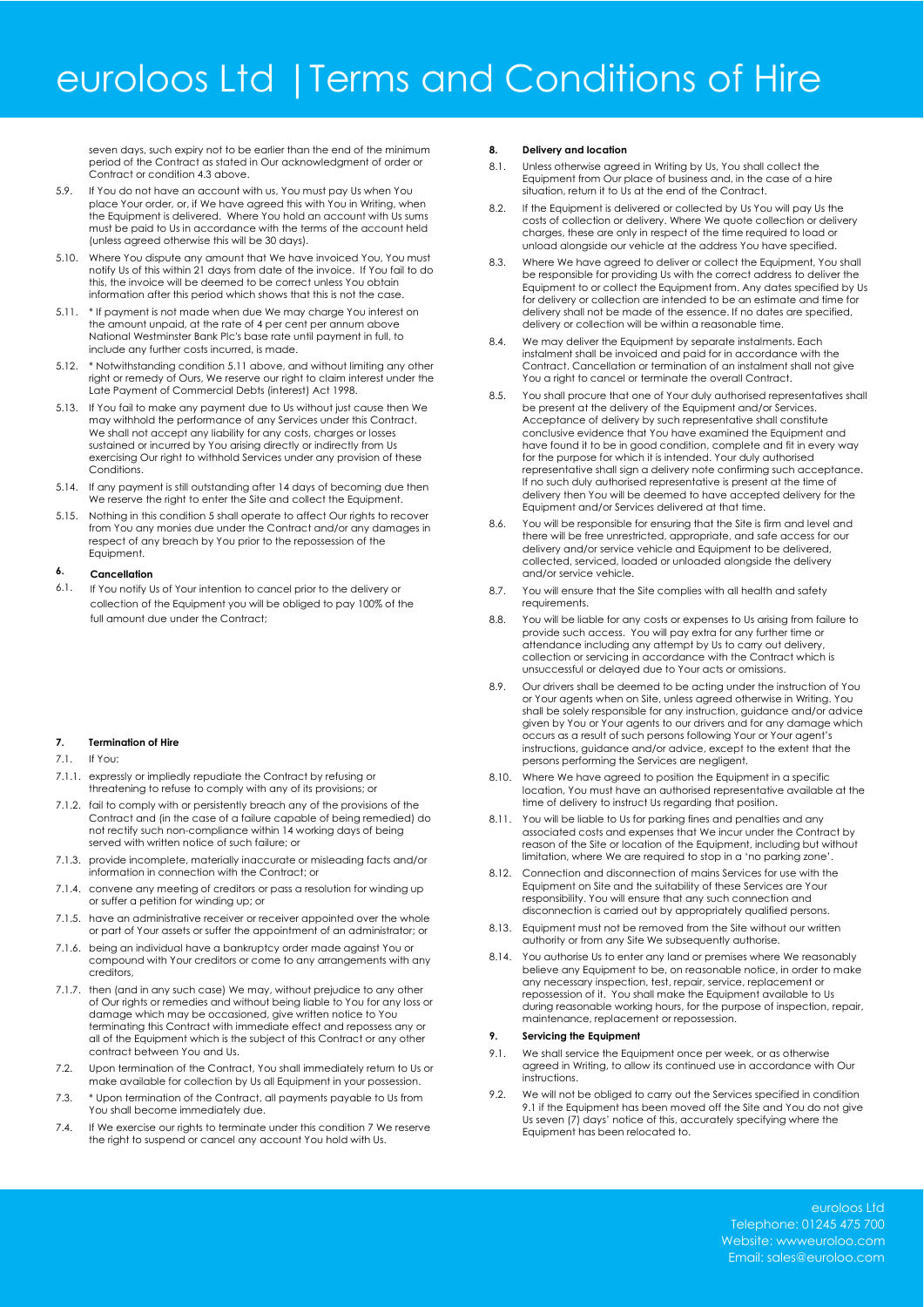seven days, such expiry not to be earlier than the end of the minimum period of the Contract as stated in Our acknowledgment of order or Contract or condition 4.3 above.

5.9. If You do not have an account with us, You must pay Us when You place Your order, or, if We have agreed this with You in Writing, when the Equipment is delivered. Where You hold an account with Us sums must be paid to Us in accordance with the terms of the account held (unless agreed otherwise this will be 30 days).

5.10. Where You dispute any amount that We have invoiced You, You must notify Us of this within 21 days from date of the invoice. If You fail to do this, the invoice will be deemed to be correct unless You obtain information after this period which shows that this is not the case.

5.11. * If payment is not made when due We may charge You interest on the amount unpaid, at the rate of 4 per cent per annum above National Westminster Bank Plc's base rate until payment in full, to include any further costs incurred, is made.

5.12. * Notwithstanding condition 5.11 above, and without limiting any other right or remedy of Ours, We reserve our right to claim interest under the Late Payment of Commercial Debts (interest) Act 1998.

5.13. If You fail to make any payment due to Us without just cause then We may withhold the performance of any Services under this Contract. We shall not accept any liability for any costs, charges or losses sustained or incurred by You arising directly or indirectly from Us exercising Our right to withhold Services under any provision of these Conditions.

5.14. If any payment is still outstanding after 14 days of becoming due then We reserve the right to enter the Site and collect the Equipment.

5.15. Nothing in this condition 5 shall operate to affect Our rights to recover from You any monies due under the Contract and/or any damages in respect of any breach by You prior to the repossession of the Equipment.

#### 6. Cancellation

6.1. If You notify Us of Your intention to cancel prior to the delivery or collection of the Equipment you will be obliged to pay 100% of the full amount due under the Contract;

#### 7. Termination of Hire

7.1. If You:

7.1.1. expressly or impliedly repudiate the Contract by refusing or threatening to refuse to comply with any of its provisions; or

7.1.2. fail to comply with or persistently breach any of the provisions of the Contract and (in the case of a failure capable of being remedied) do not rectify such non-compliance within 14 working days of being served with written notice of such failure; or

7.1.3. provide incomplete, materially inaccurate or misleading facts and/or information in connection with the Contract; or

7.1.4. convene any meeting of creditors or pass a resolution for winding up or suffer a petition for winding up; or

7.1.5. have an administrative receiver or receiver appointed over the whole or part of Your assets or suffer the appointment of an administrator; or

7.1.6. being an individual have a bankruptcy order made against You or compound with Your creditors or come to any arrangements with any creditors,

7.1.7. then (and in any such case) We may, without prejudice to any other of Our rights or remedies and without being liable to You for any loss or damage which may be occasioned, give written notice to You terminating this Contract with immediate effect and repossess any or all of the Equipment which is the subject of this Contract or any other contract between You and Us.

7.2. Upon termination of the Contract, You shall immediately return to Us or make available for collection by Us all Equipment in your possession.

7.3. * Upon termination of the Contract, all payments payable to Us from You shall become immediately due.

7.4. If We exercise our rights to terminate under this condition 7 We reserve the right to suspend or cancel any account You hold with Us.

#### 8. Delivery and location

8.1. Unless otherwise agreed in Writing by Us, You shall collect the Equipment from Our place of business and, in the case of a hire situation, return it to Us at the end of the Contract.

8.2. If the Equipment is delivered or collected by Us You will pay Us the costs of collection or delivery. Where We quote collection or delivery charges, these are only in respect of the time required to load or unload alongside our vehicle at the address You have specified.

8.3. Where We have agreed to deliver or collect the Equipment, You shall be responsible for providing Us with the correct address to deliver the Equipment to or collect the Equipment from. Any dates specified by Us for delivery or collection are intended to be an estimate and time for delivery shall not be made of the essence. If no dates are specified, delivery or collection will be within a reasonable time.

8.4. We may deliver the Equipment by separate instalments. Each instalment shall be invoiced and paid for in accordance with the Contract. Cancellation or termination of an instalment shall not give You a right to cancel or terminate the overall Contract.

8.5. You shall procure that one of Your duly authorised representatives shall be present at the delivery of the Equipment and/or Services. Acceptance of delivery by such representative shall constitute conclusive evidence that You have examined the Equipment and have found it to be in good condition, complete and fit in every way for the purpose for which it is intended. Your duly authorised representative shall sign a delivery note confirming such acceptance. If no such duly authorised representative is present at the time of delivery then You will be deemed to have accepted delivery for the Equipment and/or Services delivered at that time.

8.6. You will be responsible for ensuring that the Site is firm and level and there will be free unrestricted, appropriate, and safe access for our delivery and/or service vehicle and Equipment to be delivered, collected, serviced, loaded or unloaded alongside the delivery and/or service vehicle.

8.7. You will ensure that the Site complies with all health and safety requirements.

8.8. You will be liable for any costs or expenses to Us arising from failure to provide such access. You will pay extra for any further time or attendance including any attempt by Us to carry out delivery, collection or servicing in accordance with the Contract which is unsuccessful or delayed due to Your acts or omissions.

8.9. Our drivers shall be deemed to be acting under the instruction of You or Your agents when on Site, unless agreed otherwise in Writing. You shall be solely responsible for any instruction, guidance and/or advice given by You or Your agents to our drivers and for any damage which occurs as a result of such persons following Your or Your agent's instructions, guidance and/or advice, except to the extent that the persons performing the Services are negligent.

8.10. Where We have agreed to position the Equipment in a specific location, You must have an authorised representative available at the time of delivery to instruct Us regarding that position.

8.11. You will be liable to Us for parking fines and penalties and any associated costs and expenses that We incur under the Contract by reason of the Site or location of the Equipment, including but without limitation, where We are required to stop in a 'no parking zone'.

8.12. Connection and disconnection of mains Services for use with the Equipment on Site and the suitability of these Services are Your responsibility. You will ensure that any such connection and disconnection is carried out by appropriately qualified persons.

8.13. Equipment must not be removed from the Site without our written authority or from any Site We subsequently authorise.

8.14. You authorise Us to enter any land or premises where We reasonably believe any Equipment to be, on reasonable notice, in order to make any necessary inspection, test, repair, service, replacement or repossession of it. You shall make the Equipment available to Us during reasonable working hours, for the purpose of inspection, repair, maintenance, replacement or repossession.

#### 9. Servicing the Equipment

9.1. We shall service the Equipment once per week, or as otherwise agreed in Writing, to allow its continued use in accordance with Our instructions.

9.2. We will not be obliged to carry out the Services specified in condition 9.1 if the Equipment has been moved off the Site and You do not give Us seven (7) days' notice of this, accurately specifying where the Equipment has been relocated to.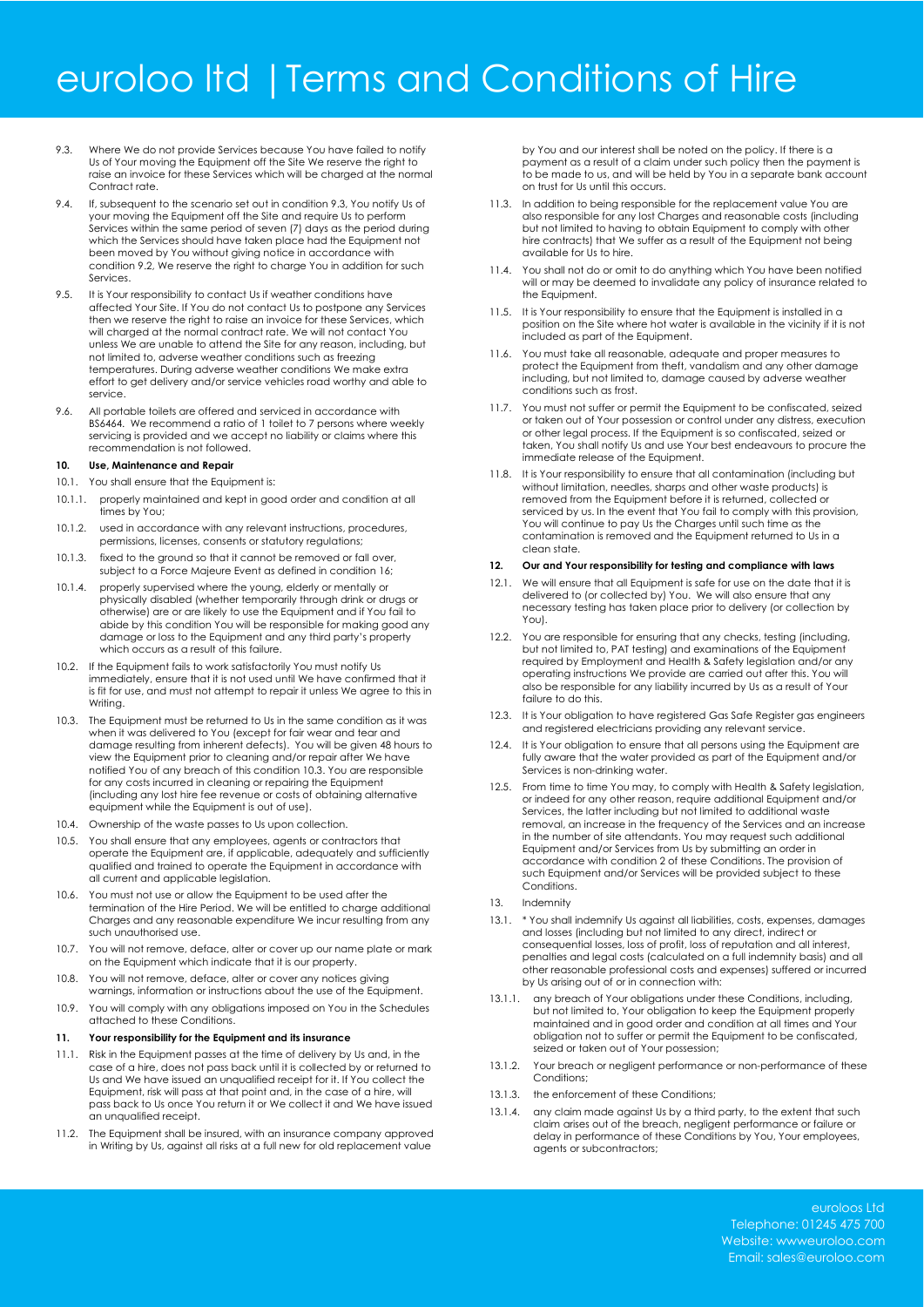9.3. Where We do not provide Services because You have failed to notify Us of Your moving the Equipment off the Site We reserve the right to raise an invoice for these Services which will be charged at the normal Contract rate.

9.4. If, subsequent to the scenario set out in condition 9.3, You notify Us of your moving the Equipment off the Site and require Us to perform Services within the same period of seven (7) days as the period during which the Services should have taken place had the Equipment not been moved by You without giving notice in accordance with condition 9.2, We reserve the right to charge You in addition for such Services.

9.5. It is Your responsibility to contact Us if weather conditions have affected Your Site. If You do not contact Us to postpone any Services then we reserve the right to raise an invoice for these Services, which will charged at the normal contract rate. We will not contact You unless We are unable to attend the Site for any reason, including, but not limited to, adverse weather conditions such as freezing temperatures. During adverse weather conditions We make extra effort to get delivery and/or service vehicles road worthy and able to service.

9.6. All portable toilets are offered and serviced in accordance with BS6464. We recommend a ratio of 1 toilet to 7 persons where weekly servicing is provided and we accept no liability or claims where this recommendation is not followed.

**10. Use, Maintenance and Repair**

10.1. You shall ensure that the Equipment is:

10.1.1. properly maintained and kept in good order and condition at all times by You;

10.1.2. used in accordance with any relevant instructions, procedures, permissions, licenses, consents or statutory regulations;

10.1.3. fixed to the ground so that it cannot be removed or fall over, subject to a Force Majeure Event as defined in condition 16;

10.1.4. properly supervised where the young, elderly or mentally or physically disabled (whether temporarily through drink or drugs or otherwise) are or are likely to use the Equipment and if You fail to abide by this condition You will be responsible for making good any damage or loss to the Equipment and any third party's property which occurs as a result of this failure.

10.2. If the Equipment fails to work satisfactorily You must notify Us immediately, ensure that it is not used until We have confirmed that it is fit for use, and must not attempt to repair it unless We agree to this in Writing.

10.3. The Equipment must be returned to Us in the same condition as it was when it was delivered to You (except for fair wear and tear and damage resulting from inherent defects). You will be given 48 hours to view the Equipment prior to cleaning and/or repair after We have notified You of any breach of this condition 10.3. You are responsible for any costs incurred in cleaning or repairing the Equipment (including any lost hire fee revenue or costs of obtaining alternative equipment while the Equipment is out of use).

10.4. Ownership of the waste passes to Us upon collection.

10.5. You shall ensure that any employees, agents or contractors that operate the Equipment are, if applicable, adequately and sufficiently qualified and trained to operate the Equipment in accordance with all current and applicable legislation.

10.6. You must not use or allow the Equipment to be used after the termination of the Hire Period. We will be entitled to charge additional Charges and any reasonable expenditure We incur resulting from any such unauthorised use.

10.7. You will not remove, deface, alter or cover up our name plate or mark on the Equipment which indicate that it is our property.

10.8. You will not remove, deface, alter or cover any notices giving warnings, information or instructions about the use of the Equipment.

10.9. You will comply with any obligations imposed on You in the Schedules attached to these Conditions.

**11. Your responsibility for the Equipment and its insurance**

11.1. Risk in the Equipment passes at the time of delivery by Us and, in the case of a hire, does not pass back until it is collected by or returned to Us and We have issued an unqualified receipt for it. If You collect the Equipment, risk will pass at that point and, in the case of a hire, will pass back to Us once You return it or We collect it and We have issued an unqualified receipt.

11.2. The Equipment shall be insured, with an insurance company approved in Writing by Us, against all risks at a full new for old replacement value by You and our interest shall be noted on the policy. If there is a payment as a result of a claim under such policy then the payment is to be made to us, and will be held by You in a separate bank account on trust for Us until this occurs.

11.3. In addition to being responsible for the replacement value You are also responsible for any lost Charges and reasonable costs (including but not limited to having to obtain Equipment to comply with other hire contracts) that We suffer as a result of the Equipment not being available for Us to hire.

11.4. You shall not do or omit to do anything which You have been notified will or may be deemed to invalidate any policy of insurance related to the Equipment.

11.5. It is Your responsibility to ensure that the Equipment is installed in a position on the Site where hot water is available in the vicinity if it is not included as part of the Equipment.

11.6. You must take all reasonable, adequate and proper measures to protect the Equipment from theft, vandalism and any other damage including, but not limited to, damage caused by adverse weather conditions such as frost.

11.7. You must not suffer or permit the Equipment to be confiscated, seized or taken out of Your possession or control under any distress, execution or other legal process. If the Equipment is so confiscated, seized or taken, You shall notify Us and use Your best endeavours to procure the immediate release of the Equipment.

11.8. It is Your responsibility to ensure that all contamination (including but without limitation, needles, sharps and other waste products) is removed from the Equipment before it is returned, collected or serviced by us. In the event that You fail to comply with this provision, You will continue to pay Us the Charges until such time as the contamination is removed and the Equipment returned to Us in a clean state.

**12. Our and Your responsibility for testing and compliance with laws**

12.1. We will ensure that all Equipment is safe for use on the date that it is delivered to (or collected by) You. We will also ensure that any necessary testing has taken place prior to delivery (or collection by You).

12.2. You are responsible for ensuring that any checks, testing (including, but not limited to, PAT testing) and examinations of the Equipment required by Employment and Health & Safety legislation and/or any operating instructions We provide are carried out after this. You will also be responsible for any liability incurred by Us as a result of Your failure to do this.

12.3. It is Your obligation to have registered Gas Safe Register gas engineers and registered electricians providing any relevant service.

12.4. It is Your obligation to ensure that all persons using the Equipment are fully aware that the water provided as part of the Equipment and/or Services is non-drinking water.

12.5. From time to time You may, to comply with Health & Safety legislation, or indeed for any other reason, require additional Equipment and/or Services, the latter including but not limited to additional waste removal, an increase in the frequency of the Services and an increase in the number of site attendants. You may request such additional Equipment and/or Services from Us by submitting an order in accordance with condition 2 of these Conditions. The provision of such Equipment and/or Services will be provided subject to these Conditions.

13. Indemnity

13.1. * You shall indemnify Us against all liabilities, costs, expenses, damages and losses (including but not limited to any direct, indirect or consequential losses, loss of profit, loss of reputation and all interest, penalties and legal costs (calculated on a full indemnity basis) and all other reasonable professional costs and expenses) suffered or incurred by Us arising out of or in connection with:

13.1.1. any breach of Your obligations under these Conditions, including, but not limited to, Your obligation to keep the Equipment properly maintained and in good order and condition at all times and Your obligation not to suffer or permit the Equipment to be confiscated, seized or taken out of Your possession;

13.1.2. Your breach or negligent performance or non-performance of these Conditions;

13.1.3. the enforcement of these Conditions;

13.1.4. any claim made against Us by a third party, to the extent that such claim arises out of the breach, negligent performance or failure or delay in performance of these Conditions by You, Your employees, agents or subcontractors;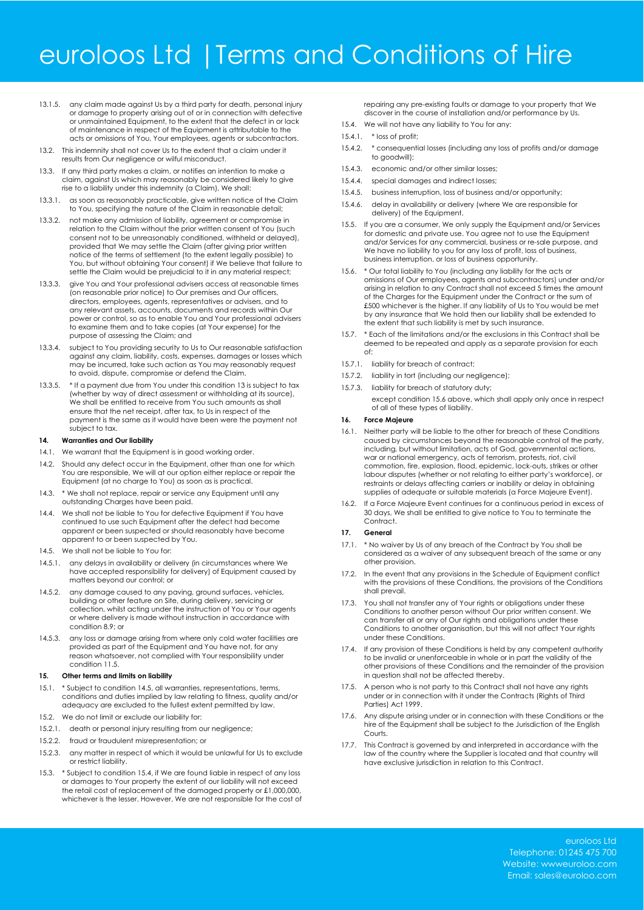13.1.5. any claim made against Us by a third party for death, personal injury or damage to property arising out of or in connection with defective or unmaintained Equipment, to the extent that the defect in or lack of maintenance in respect of the Equipment is attributable to the acts or omissions of You, Your employees, agents or subcontractors.

13.2. This indemnity shall not cover Us to the extent that a claim under it results from Our negligence or wilful misconduct.

13.3. If any third party makes a claim, or notifies an intention to make a claim, against Us which may reasonably be considered likely to give rise to a liability under this indemnity (a Claim), We shall:

13.3.1. as soon as reasonably practicable, give written notice of the Claim to You, specifying the nature of the Claim in reasonable detail;

13.3.2. not make any admission of liability, agreement or compromise in relation to the Claim without the prior written consent of You (such consent not to be unreasonably conditioned, withheld or delayed), provided that We may settle the Claim (after giving prior written notice of the terms of settlement (to the extent legally possible) to You, but without obtaining Your consent) if We believe that failure to settle the Claim would be prejudicial to it in any material respect;

13.3.3. give You and Your professional advisers access at reasonable times (on reasonable prior notice) to Our premises and Our officers, directors, employees, agents, representatives or advisers, and to any relevant assets, accounts, documents and records within Our power or control, so as to enable You and Your professional advisers to examine them and to take copies (at Your expense) for the purpose of assessing the Claim; and

13.3.4. subject to You providing security to Us to Our reasonable satisfaction against any claim, liability, costs, expenses, damages or losses which may be incurred, take such action as You may reasonably request to avoid, dispute, compromise or defend the Claim.

13.3.5. * If a payment due from You under this condition 13 is subject to tax (whether by way of direct assessment or withholding at its source), We shall be entitled to receive from You such amounts as shall ensure that the net receipt, after tax, to Us in respect of the payment is the same as it would have been were the payment not subject to tax.

**14. Warranties and Our liability**

14.1. We warrant that the Equipment is in good working order.

14.2. Should any defect occur in the Equipment, other than one for which You are responsible, We will at our option either replace or repair the Equipment (at no charge to You) as soon as is practical.

14.3. * We shall not replace, repair or service any Equipment until any outstanding Charges have been paid.

14.4. We shall not be liable to You for defective Equipment if You have continued to use such Equipment after the defect had become apparent or been suspected or should reasonably have become apparent to or been suspected by You.

14.5. We shall not be liable to You for:

14.5.1. any delays in availability or delivery (in circumstances where We have accepted responsibility for delivery) of Equipment caused by matters beyond our control; or

14.5.2. any damage caused to any paving, ground surfaces, vehicles, building or other feature on Site, during delivery, servicing or collection, whilst acting under the instruction of You or Your agents or where delivery is made without instruction in accordance with condition 8.9; or

14.5.3. any loss or damage arising from where only cold water facilities are provided as part of the Equipment and You have not, for any reason whatsoever, not complied with Your responsibility under condition 11.5.

**15. Other terms and limits on liability**

15.1. * Subject to condition 14.5, all warranties, representations, terms, conditions and duties implied by law relating to fitness, quality and/or adequacy are excluded to the fullest extent permitted by law.

15.2. We do not limit or exclude our liability for:

15.2.1. death or personal injury resulting from our negligence;

15.2.2. fraud or fraudulent misrepresentation; or

15.2.3. any matter in respect of which it would be unlawful for Us to exclude or restrict liability.

15.3. * Subject to condition 15.4, if We are found liable in respect of any loss or damages to Your property the extent of our liability will not exceed the retail cost of replacement of the damaged property or £1,000,000, whichever is the lesser. However, We are not responsible for the cost of repairing any pre-existing faults or damage to your property that We discover in the course of installation and/or performance by Us.

15.4. We will not have any liability to You for any:

15.4.1. * loss of profit;

15.4.2. * consequential losses (including any loss of profits and/or damage to goodwill);

15.4.3. economic and/or other similar losses;

15.4.4. special damages and indirect losses;

15.4.5. business interruption, loss of business and/or opportunity;

15.4.6. delay in availability or delivery (where We are responsible for delivery) of the Equipment.

15.5. If you are a consumer, We only supply the Equipment and/or Services for domestic and private use. You agree not to use the Equipment and/or Services for any commercial, business or re-sale purpose, and We have no liability to you for any loss of profit, loss of business, business interruption, or loss of business opportunity.

15.6. * Our total liability to You (including any liability for the acts or omissions of Our employees, agents and subcontractors) under and/or arising in relation to any Contract shall not exceed 5 times the amount of the Charges for the Equipment under the Contract or the sum of £500 whichever is the higher. If any liability of Us to You would be met by any insurance that We hold then our liability shall be extended to the extent that such liability is met by such insurance.

15.7. * Each of the limitations and/or the exclusions in this Contract shall be deemed to be repeated and apply as a separate provision for each of:

15.7.1. liability for breach of contract;

15.7.2. liability in tort (including our negligence);

15.7.3. liability for breach of statutory duty;

except condition 15.6 above, which shall apply only once in respect of all of these types of liability.

**16. Force Majeure**

16.1. Neither party will be liable to the other for breach of these Conditions caused by circumstances beyond the reasonable control of the party, including, but without limitation, acts of God, governmental actions, war or national emergency, acts of terrorism, protests, riot, civil commotion, fire, explosion, flood, epidemic, lock-outs, strikes or other labour disputes (whether or not relating to either party's workforce), or restraints or delays affecting carriers or inability or delay in obtaining supplies of adequate or suitable materials (a Force Majeure Event).

16.2. If a Force Majeure Event continues for a continuous period in excess of 30 days, We shall be entitled to give notice to You to terminate the Contract.

**17. General**

17.1. * No waiver by Us of any breach of the Contract by You shall be considered as a waiver of any subsequent breach of the same or any other provision.

17.2. In the event that any provisions in the Schedule of Equipment conflict with the provisions of these Conditions, the provisions of the Conditions shall prevail.

17.3. You shall not transfer any of Your rights or obligations under these Conditions to another person without Our prior written consent. We can transfer all or any of Our rights and obligations under these Conditions to another organisation, but this will not affect Your rights under these Conditions.

17.4. If any provision of these Conditions is held by any competent authority to be invalid or unenforceable in whole or in part the validity of the other provisions of these Conditions and the remainder of the provision in question shall not be affected thereby.

17.5. A person who is not party to this Contract shall not have any rights under or in connection with it under the Contracts (Rights of Third Parties) Act 1999.

17.6. Any dispute arising under or in connection with these Conditions or the hire of the Equipment shall be subject to the Jurisdiction of the English Courts.

17.7. This Contract is governed by and interpreted in accordance with the law of the country where the Supplier is located and that country will have exclusive jurisdiction in relation to this Contract.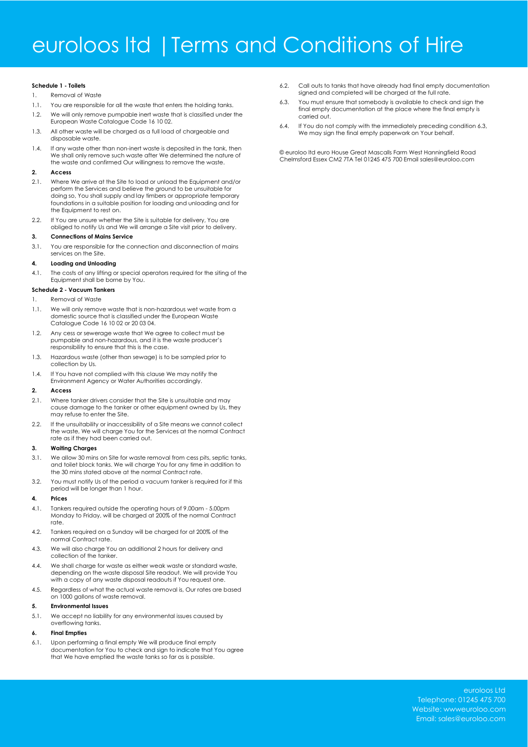# euroloos ltd | Terms and Conditions of Hire

**Schedule 1 - Toilets**

1. Removal of Waste

1.1. You are responsible for all the waste that enters the holding tanks.

1.2. We will only remove pumpable inert waste that is classified under the European Waste Catalogue Code 16 10 02.

1.3. All other waste will be charged as a full load of chargeable and disposable waste.

1.4. If any waste other than non-inert waste is deposited in the tank, then We shall only remove such waste after We determined the nature of the waste and confirmed Our willingness to remove the waste.

**2. Access**

2.1. Where We arrive at the Site to load or unload the Equipment and/or perform the Services and believe the ground to be unsuitable for doing so, You shall supply and lay timbers or appropriate temporary foundations in a suitable position for loading and unloading and for the Equipment to rest on.

2.2. If You are unsure whether the Site is suitable for delivery, You are obliged to notify Us and We will arrange a Site visit prior to delivery.

**3. Connections of Mains Service**

3.1. You are responsible for the connection and disconnection of mains services on the Site.

**4. Loading and Unloading**

4.1. The costs of any lifting or special operators required for the siting of the Equipment shall be borne by You.

**Schedule 2 - Vacuum Tankers**

1. Removal of Waste

1.1. We will only remove waste that is non-hazardous wet waste from a domestic source that is classified under the European Waste Catalogue Code 16 10 02 or 20 03 04.

1.2. Any cess or sewerage waste that We agree to collect must be pumpable and non-hazardous, and it is the waste producer's responsibility to ensure that this is the case.

1.3. Hazardous waste (other than sewage) is to be sampled prior to collection by Us.

1.4. If You have not complied with this clause We may notify the Environment Agency or Water Authorities accordingly.

**2. Access**

2.1. Where tanker drivers consider that the Site is unsuitable and may cause damage to the tanker or other equipment owned by Us, they may refuse to enter the Site.

2.2. If the unsuitability or inaccessibility of a Site means we cannot collect the waste, We will charge You for the Services at the normal Contract rate as if they had been carried out.

**3. Waiting Charges**

3.1. We allow 30 mins on Site for waste removal from cess pits, septic tanks, and toilet block tanks. We will charge You for any time in addition to the 30 mins stated above at the normal Contract rate.

3.2. You must notify Us of the period a vacuum tanker is required for if this period will be longer than 1 hour.

**4. Prices**

4.1. Tankers required outside the operating hours of 9.00am - 5.00pm Monday to Friday, will be charged at 200% of the normal Contract rate.

4.2. Tankers required on a Sunday will be charged for at 200% of the normal Contract rate.

4.3. We will also charge You an additional 2 hours for delivery and collection of the tanker.

4.4. We shall charge for waste as either weak waste or standard waste, depending on the waste disposal Site readout. We will provide You with a copy of any waste disposal readouts if You request one.

4.5. Regardless of what the actual waste removal is, Our rates are based on 1000 gallons of waste removal.

**5. Environmental Issues**

5.1. We accept no liability for any environmental issues caused by overflowing tanks.

**6. Final Empties**

6.1. Upon performing a final empty We will produce final empty documentation for You to check and sign to indicate that You agree that We have emptied the waste tanks so far as is possible.

6.2. Call outs to tanks that have already had final empty documentation signed and completed will be charged at the full rate.

6.3. You must ensure that somebody is available to check and sign the final empty documentation at the place where the final empty is carried out.

6.4. If You do not comply with the immediately preceding condition 6.3, We may sign the final empty paperwork on Your behalf.

© euroloo ltd euro House Great Mascalls Farm West Hanningfield Road Chelmsford Essex CM2 7TA Tel 01245 475 700 Email sales@euroloo.com

euroloos Ltd
Telephone: 01245 475 700
Website: wwweuroloo.com
Email: sales@euroloo.com